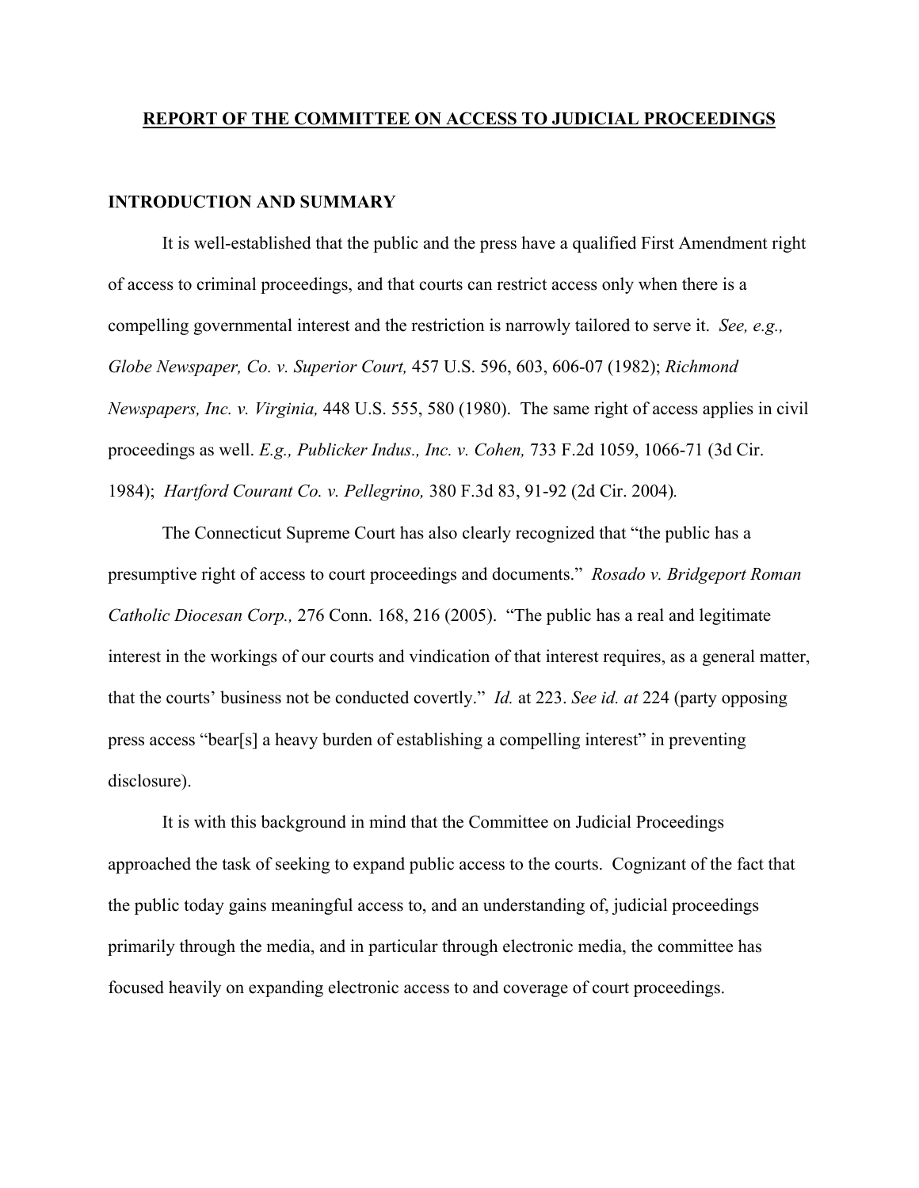# **REPORT OF THE COMMITTEE ON ACCESS TO JUDICIAL PROCEEDINGS**

## **INTRODUCTION AND SUMMARY**

It is well-established that the public and the press have a qualified First Amendment right of access to criminal proceedings, and that courts can restrict access only when there is a compelling governmental interest and the restriction is narrowly tailored to serve it. *See, e.g., Globe Newspaper, Co. v. Superior Court,* 457 U.S. 596, 603, 606-07 (1982); *Richmond Newspapers, Inc. v. Virginia,* 448 U.S. 555, 580 (1980). The same right of access applies in civil proceedings as well. *E.g., Publicker Indus., Inc. v. Cohen,* 733 F.2d 1059, 1066-71 (3d Cir. 1984); *Hartford Courant Co. v. Pellegrino,* 380 F.3d 83, 91-92 (2d Cir. 2004).

The Connecticut Supreme Court has also clearly recognized that "the public has a presumptive right of access to court proceedings and documents." *Rosado v. Bridgeport Roman Catholic Diocesan Corp.,* 276 Conn. 168, 216 (2005). "The public has a real and legitimate interest in the workings of our courts and vindication of that interest requires, as a general matter, that the courts' business not be conducted covertly." *Id.* at 223. *See id. at* 224 (party opposing press access "bear[s] a heavy burden of establishing a compelling interest" in preventing disclosure).

It is with this background in mind that the Committee on Judicial Proceedings approached the task of seeking to expand public access to the courts. Cognizant of the fact that the public today gains meaningful access to, and an understanding of, judicial proceedings primarily through the media, and in particular through electronic media, the committee has focused heavily on expanding electronic access to and coverage of court proceedings.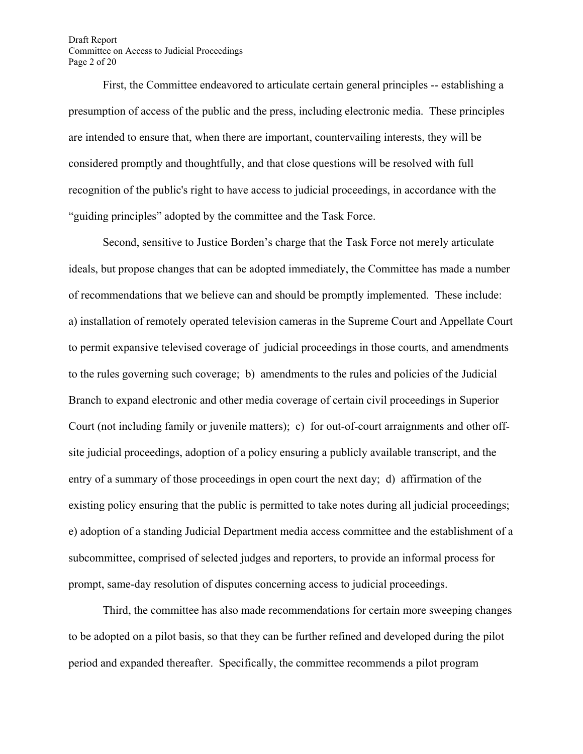First, the Committee endeavored to articulate certain general principles -- establishing a presumption of access of the public and the press, including electronic media. These principles are intended to ensure that, when there are important, countervailing interests, they will be considered promptly and thoughtfully, and that close questions will be resolved with full recognition of the public's right to have access to judicial proceedings, in accordance with the "guiding principles" adopted by the committee and the Task Force.

Second, sensitive to Justice Borden's charge that the Task Force not merely articulate ideals, but propose changes that can be adopted immediately, the Committee has made a number of recommendations that we believe can and should be promptly implemented. These include: a) installation of remotely operated television cameras in the Supreme Court and Appellate Court to permit expansive televised coverage of judicial proceedings in those courts, and amendments to the rules governing such coverage; b) amendments to the rules and policies of the Judicial Branch to expand electronic and other media coverage of certain civil proceedings in Superior Court (not including family or juvenile matters); c) for out-of-court arraignments and other off-site judicial proceedings, adoption of a policy ensuring a publicly available transcript, and the entry of a summary of those proceedings in open court the next day; d) affirmation of the existing policy ensuring that the public is permitted to take notes during all judicial proceedings; e) adoption of a standing Judicial Department media access committee and the establishment of a subcommittee, comprised of selected judges and reporters, to provide an informal process for prompt, same-day resolution of disputes concerning access to judicial proceedings.

Third, the committee has also made recommendations for certain more sweeping changes to be adopted on a pilot basis, so that they can be further refined and developed during the pilot period and expanded thereafter. Specifically, the committee recommends a pilot program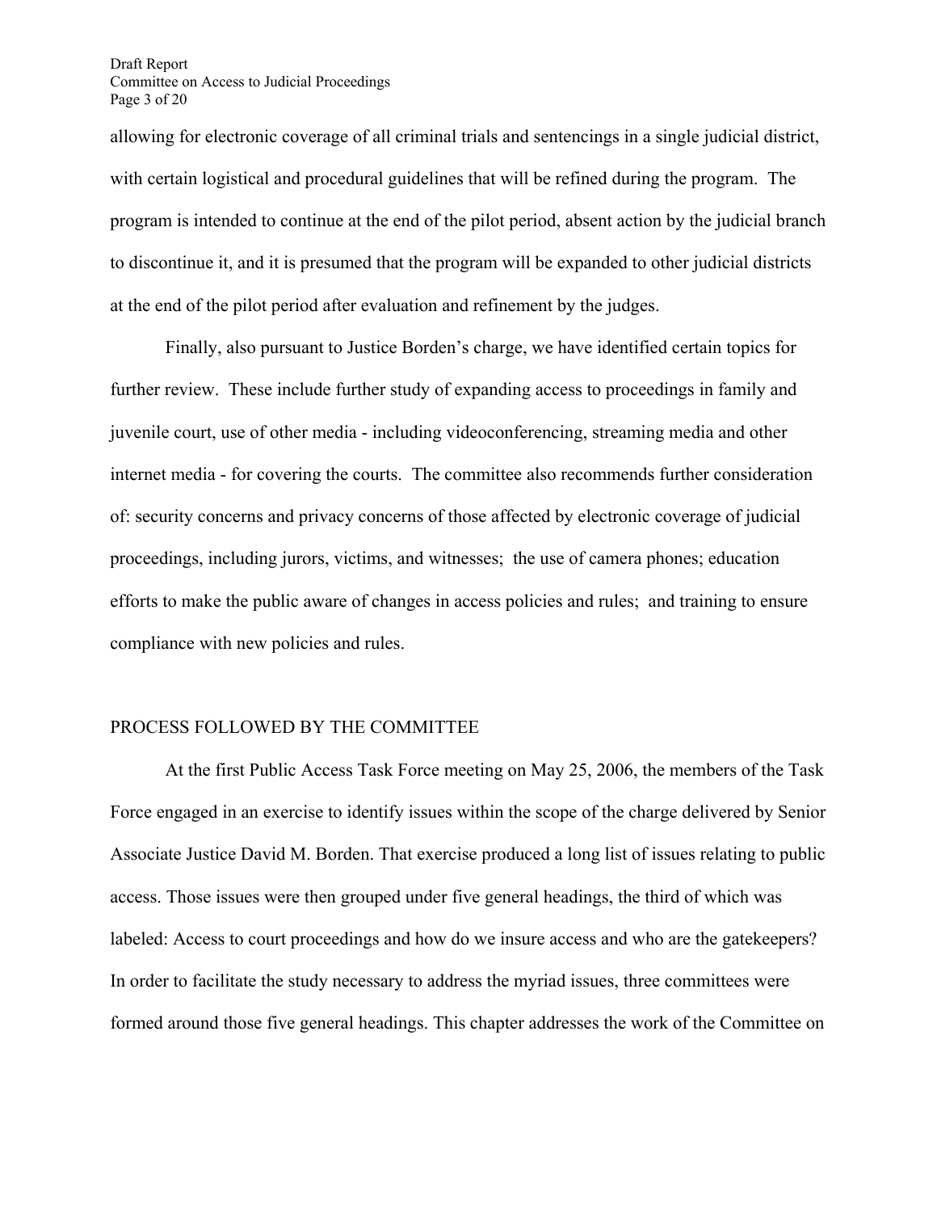allowing for electronic coverage of all criminal trials and sentencings in a single judicial district, with certain logistical and procedural guidelines that will be refined during the program. The program is intended to continue at the end of the pilot period, absent action by the judicial branch to discontinue it, and it is presumed that the program will be expanded to other judicial districts at the end of the pilot period after evaluation and refinement by the judges.

Finally, also pursuant to Justice Borden's charge, we have identified certain topics for further review. These include further study of expanding access to proceedings in family and juvenile court, use of other media - including videoconferencing, streaming media and other internet media - for covering the courts. The committee also recommends further consideration of: security concerns and privacy concerns of those affected by electronic coverage of judicial proceedings, including jurors, victims, and witnesses; the use of camera phones; education efforts to make the public aware of changes in access policies and rules; and training to ensure compliance with new policies and rules.

## PROCESS FOLLOWED BY THE COMMITTEE

At the first Public Access Task Force meeting on May 25, 2006, the members of the Task Force engaged in an exercise to identify issues within the scope of the charge delivered by Senior Associate Justice David M. Borden. That exercise produced a long list of issues relating to public access. Those issues were then grouped under five general headings, the third of which was labeled: Access to court proceedings and how do we insure access and who are the gatekeepers? In order to facilitate the study necessary to address the myriad issues, three committees were formed around those five general headings. This chapter addresses the work of the Committee on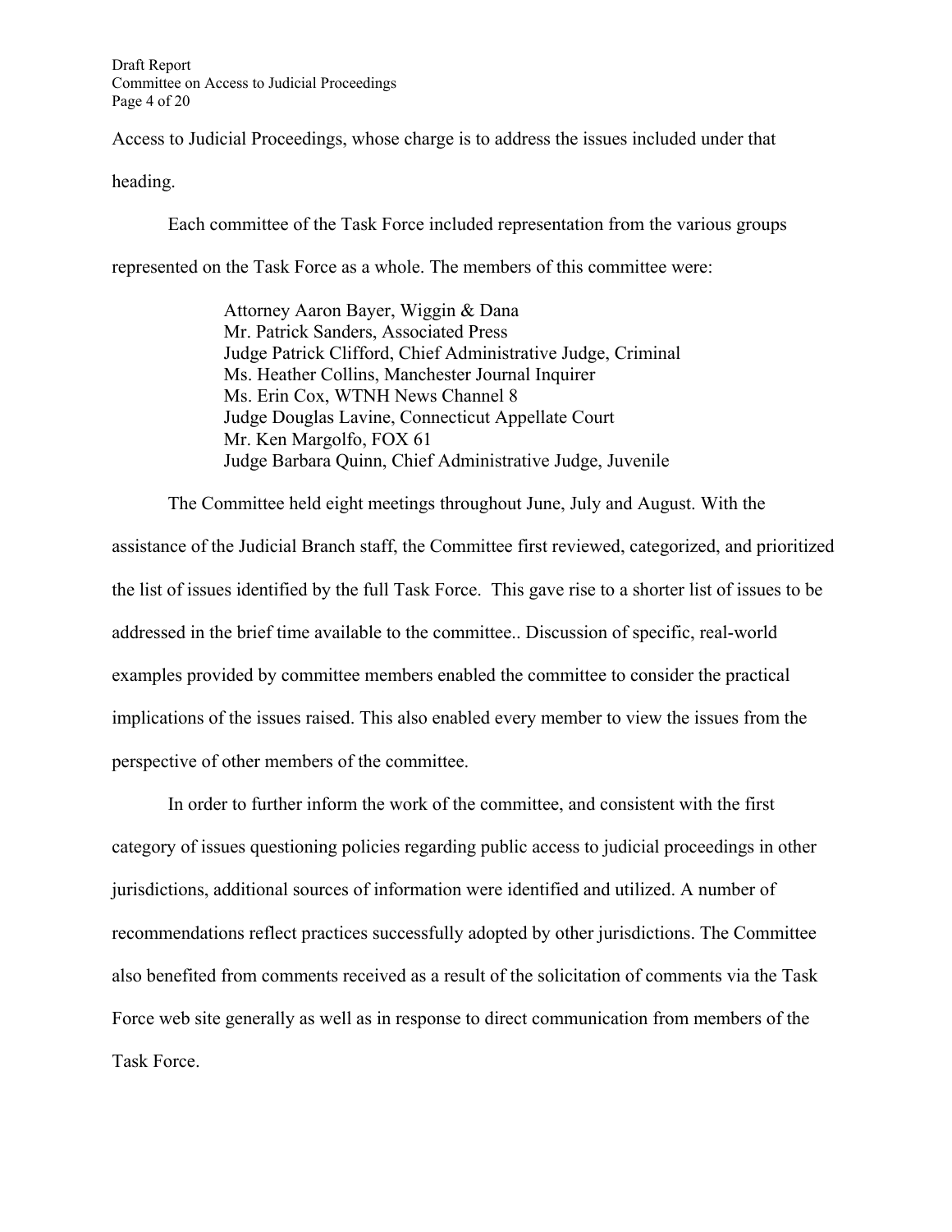Access to Judicial Proceedings, whose charge is to address the issues included under that heading.

Each committee of the Task Force included representation from the various groups represented on the Task Force as a whole. The members of this committee were:

> Attorney Aaron Bayer, Wiggin & Dana
> Mr. Patrick Sanders, Associated Press
> Judge Patrick Clifford, Chief Administrative Judge, Criminal
> Ms. Heather Collins, Manchester Journal Inquirer
> Ms. Erin Cox, WTNH News Channel 8
> Judge Douglas Lavine, Connecticut Appellate Court
> Mr. Ken Margolfo, FOX 61
> Judge Barbara Quinn, Chief Administrative Judge, Juvenile

The Committee held eight meetings throughout June, July and August. With the assistance of the Judicial Branch staff, the Committee first reviewed, categorized, and prioritized the list of issues identified by the full Task Force. This gave rise to a shorter list of issues to be addressed in the brief time available to the committee.. Discussion of specific, real-world examples provided by committee members enabled the committee to consider the practical implications of the issues raised. This also enabled every member to view the issues from the perspective of other members of the committee.

In order to further inform the work of the committee, and consistent with the first category of issues questioning policies regarding public access to judicial proceedings in other jurisdictions, additional sources of information were identified and utilized. A number of recommendations reflect practices successfully adopted by other jurisdictions. The Committee also benefited from comments received as a result of the solicitation of comments via the Task Force web site generally as well as in response to direct communication from members of the Task Force.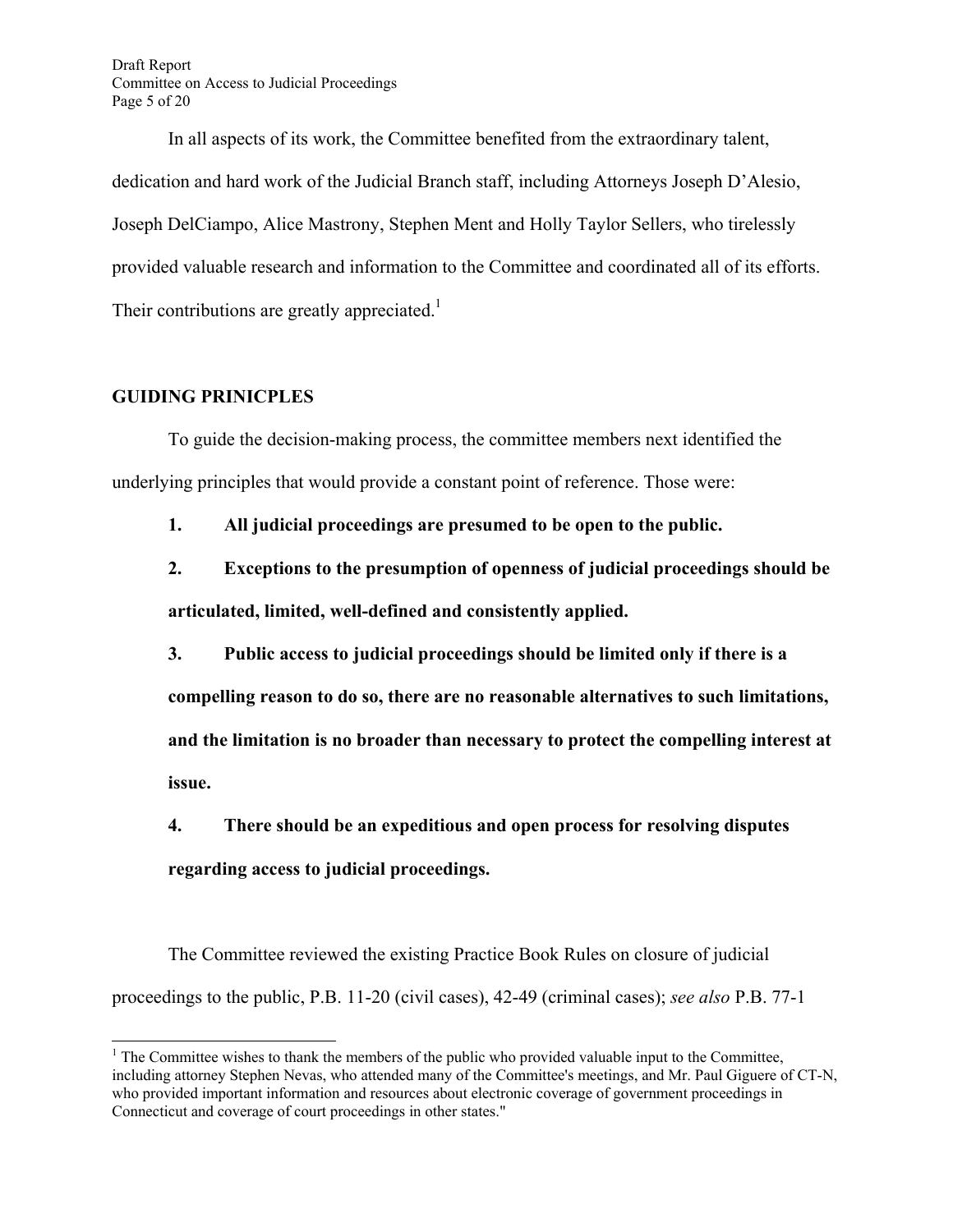In all aspects of its work, the Committee benefited from the extraordinary talent, dedication and hard work of the Judicial Branch staff, including Attorneys Joseph D'Alesio, Joseph DelCiampo, Alice Mastrony, Stephen Ment and Holly Taylor Sellers, who tirelessly provided valuable research and information to the Committee and coordinated all of its efforts. Their contributions are greatly appreciated.[1]

## GUIDING PRINICPLES

To guide the decision-making process, the committee members next identified the underlying principles that would provide a constant point of reference. Those were:

1. **All judicial proceedings are presumed to be open to the public.**

2. **Exceptions to the presumption of openness of judicial proceedings should be articulated, limited, well-defined and consistently applied.**

3. **Public access to judicial proceedings should be limited only if there is a compelling reason to do so, there are no reasonable alternatives to such limitations, and the limitation is no broader than necessary to protect the compelling interest at issue.**

4. **There should be an expeditious and open process for resolving disputes regarding access to judicial proceedings.**

The Committee reviewed the existing Practice Book Rules on closure of judicial proceedings to the public, P.B. 11-20 (civil cases), 42-49 (criminal cases); *see also* P.B. 77-1

---

[1] The Committee wishes to thank the members of the public who provided valuable input to the Committee, including attorney Stephen Nevas, who attended many of the Committee's meetings, and Mr. Paul Giguere of CT-N, who provided important information and resources about electronic coverage of government proceedings in Connecticut and coverage of court proceedings in other states."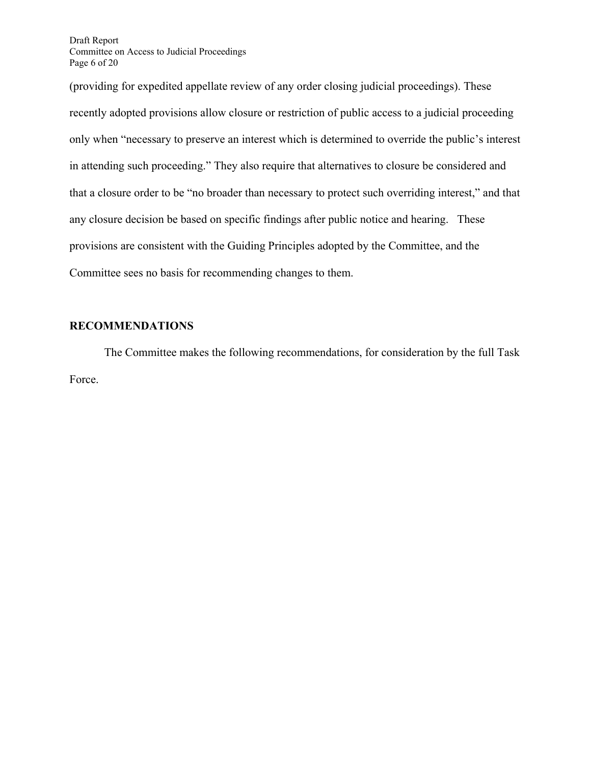(providing for expedited appellate review of any order closing judicial proceedings). These recently adopted provisions allow closure or restriction of public access to a judicial proceeding only when "necessary to preserve an interest which is determined to override the public's interest in attending such proceeding." They also require that alternatives to closure be considered and that a closure order to be "no broader than necessary to protect such overriding interest," and that any closure decision be based on specific findings after public notice and hearing. These provisions are consistent with the Guiding Principles adopted by the Committee, and the Committee sees no basis for recommending changes to them.

## RECOMMENDATIONS

The Committee makes the following recommendations, for consideration by the full Task Force.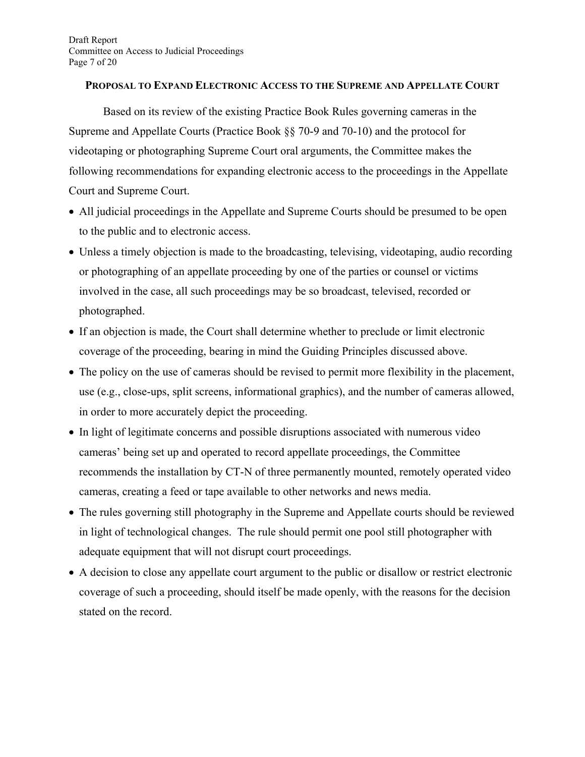## Proposal to Expand Electronic Access to the Supreme and Appellate Court

Based on its review of the existing Practice Book Rules governing cameras in the Supreme and Appellate Courts (Practice Book §§ 70-9 and 70-10) and the protocol for videotaping or photographing Supreme Court oral arguments, the Committee makes the following recommendations for expanding electronic access to the proceedings in the Appellate Court and Supreme Court.

- All judicial proceedings in the Appellate and Supreme Courts should be presumed to be open to the public and to electronic access.
- Unless a timely objection is made to the broadcasting, televising, videotaping, audio recording or photographing of an appellate proceeding by one of the parties or counsel or victims involved in the case, all such proceedings may be so broadcast, televised, recorded or photographed.
- If an objection is made, the Court shall determine whether to preclude or limit electronic coverage of the proceeding, bearing in mind the Guiding Principles discussed above.
- The policy on the use of cameras should be revised to permit more flexibility in the placement, use (e.g., close-ups, split screens, informational graphics), and the number of cameras allowed, in order to more accurately depict the proceeding.
- In light of legitimate concerns and possible disruptions associated with numerous video cameras' being set up and operated to record appellate proceedings, the Committee recommends the installation by CT-N of three permanently mounted, remotely operated video cameras, creating a feed or tape available to other networks and news media.
- The rules governing still photography in the Supreme and Appellate courts should be reviewed in light of technological changes. The rule should permit one pool still photographer with adequate equipment that will not disrupt court proceedings.
- A decision to close any appellate court argument to the public or disallow or restrict electronic coverage of such a proceeding, should itself be made openly, with the reasons for the decision stated on the record.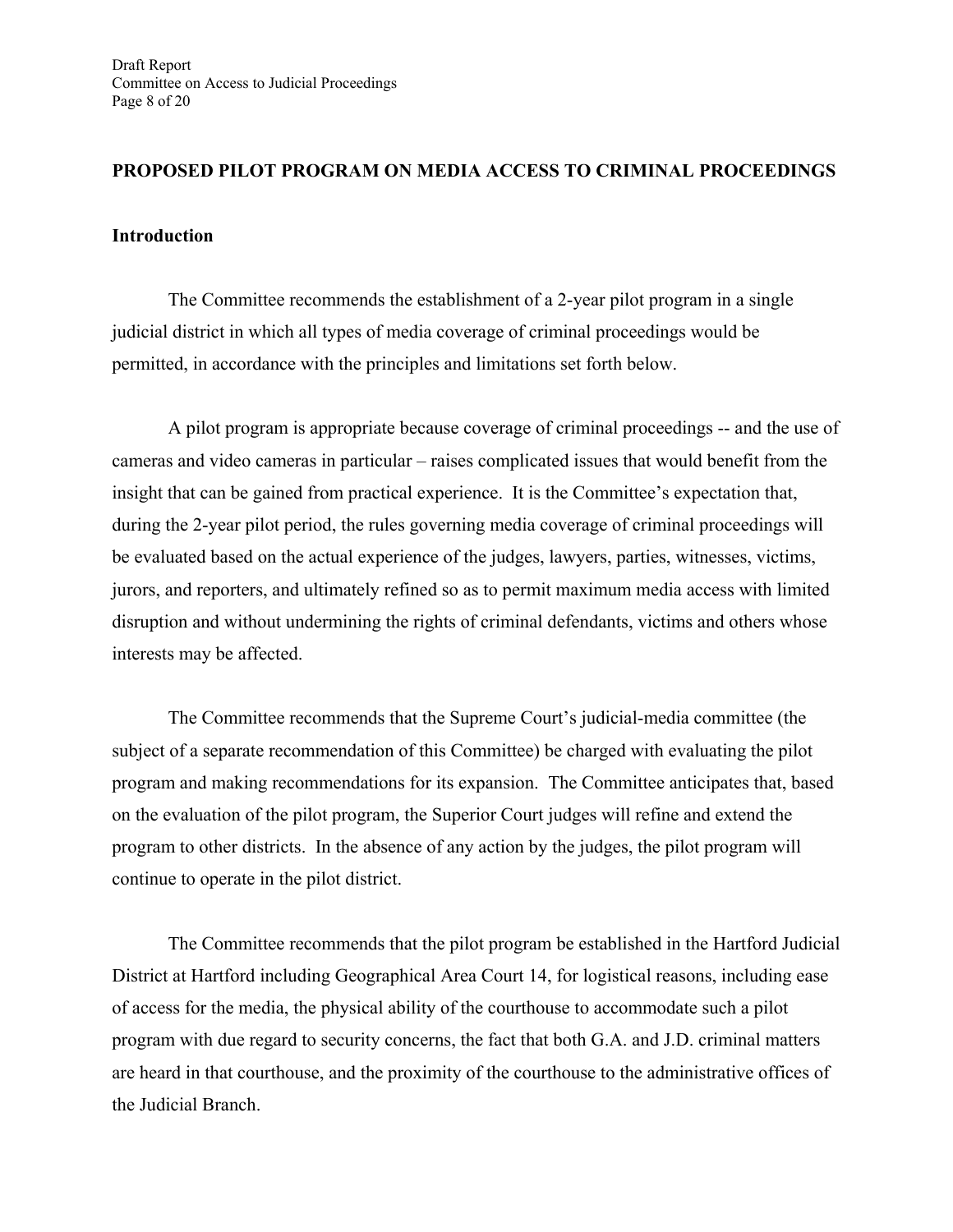**PROPOSED PILOT PROGRAM ON MEDIA ACCESS TO CRIMINAL PROCEEDINGS**

**Introduction**

The Committee recommends the establishment of a 2-year pilot program in a single judicial district in which all types of media coverage of criminal proceedings would be permitted, in accordance with the principles and limitations set forth below.

A pilot program is appropriate because coverage of criminal proceedings -- and the use of cameras and video cameras in particular – raises complicated issues that would benefit from the insight that can be gained from practical experience. It is the Committee's expectation that, during the 2-year pilot period, the rules governing media coverage of criminal proceedings will be evaluated based on the actual experience of the judges, lawyers, parties, witnesses, victims, jurors, and reporters, and ultimately refined so as to permit maximum media access with limited disruption and without undermining the rights of criminal defendants, victims and others whose interests may be affected.

The Committee recommends that the Supreme Court's judicial-media committee (the subject of a separate recommendation of this Committee) be charged with evaluating the pilot program and making recommendations for its expansion. The Committee anticipates that, based on the evaluation of the pilot program, the Superior Court judges will refine and extend the program to other districts. In the absence of any action by the judges, the pilot program will continue to operate in the pilot district.

The Committee recommends that the pilot program be established in the Hartford Judicial District at Hartford including Geographical Area Court 14, for logistical reasons, including ease of access for the media, the physical ability of the courthouse to accommodate such a pilot program with due regard to security concerns, the fact that both G.A. and J.D. criminal matters are heard in that courthouse, and the proximity of the courthouse to the administrative offices of the Judicial Branch.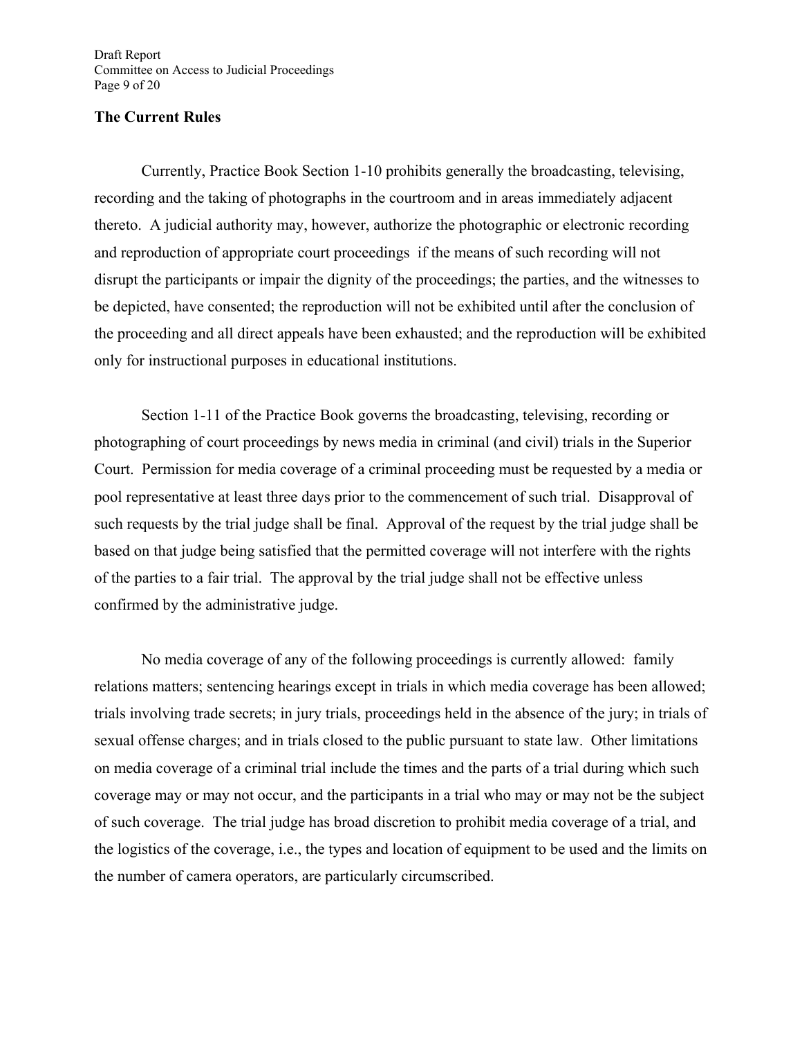## The Current Rules

Currently, Practice Book Section 1-10 prohibits generally the broadcasting, televising, recording and the taking of photographs in the courtroom and in areas immediately adjacent thereto. A judicial authority may, however, authorize the photographic or electronic recording and reproduction of appropriate court proceedings if the means of such recording will not disrupt the participants or impair the dignity of the proceedings; the parties, and the witnesses to be depicted, have consented; the reproduction will not be exhibited until after the conclusion of the proceeding and all direct appeals have been exhausted; and the reproduction will be exhibited only for instructional purposes in educational institutions.

Section 1-11 of the Practice Book governs the broadcasting, televising, recording or photographing of court proceedings by news media in criminal (and civil) trials in the Superior Court. Permission for media coverage of a criminal proceeding must be requested by a media or pool representative at least three days prior to the commencement of such trial. Disapproval of such requests by the trial judge shall be final. Approval of the request by the trial judge shall be based on that judge being satisfied that the permitted coverage will not interfere with the rights of the parties to a fair trial. The approval by the trial judge shall not be effective unless confirmed by the administrative judge.

No media coverage of any of the following proceedings is currently allowed: family relations matters; sentencing hearings except in trials in which media coverage has been allowed; trials involving trade secrets; in jury trials, proceedings held in the absence of the jury; in trials of sexual offense charges; and in trials closed to the public pursuant to state law. Other limitations on media coverage of a criminal trial include the times and the parts of a trial during which such coverage may or may not occur, and the participants in a trial who may or may not be the subject of such coverage. The trial judge has broad discretion to prohibit media coverage of a trial, and the logistics of the coverage, i.e., the types and location of equipment to be used and the limits on the number of camera operators, are particularly circumscribed.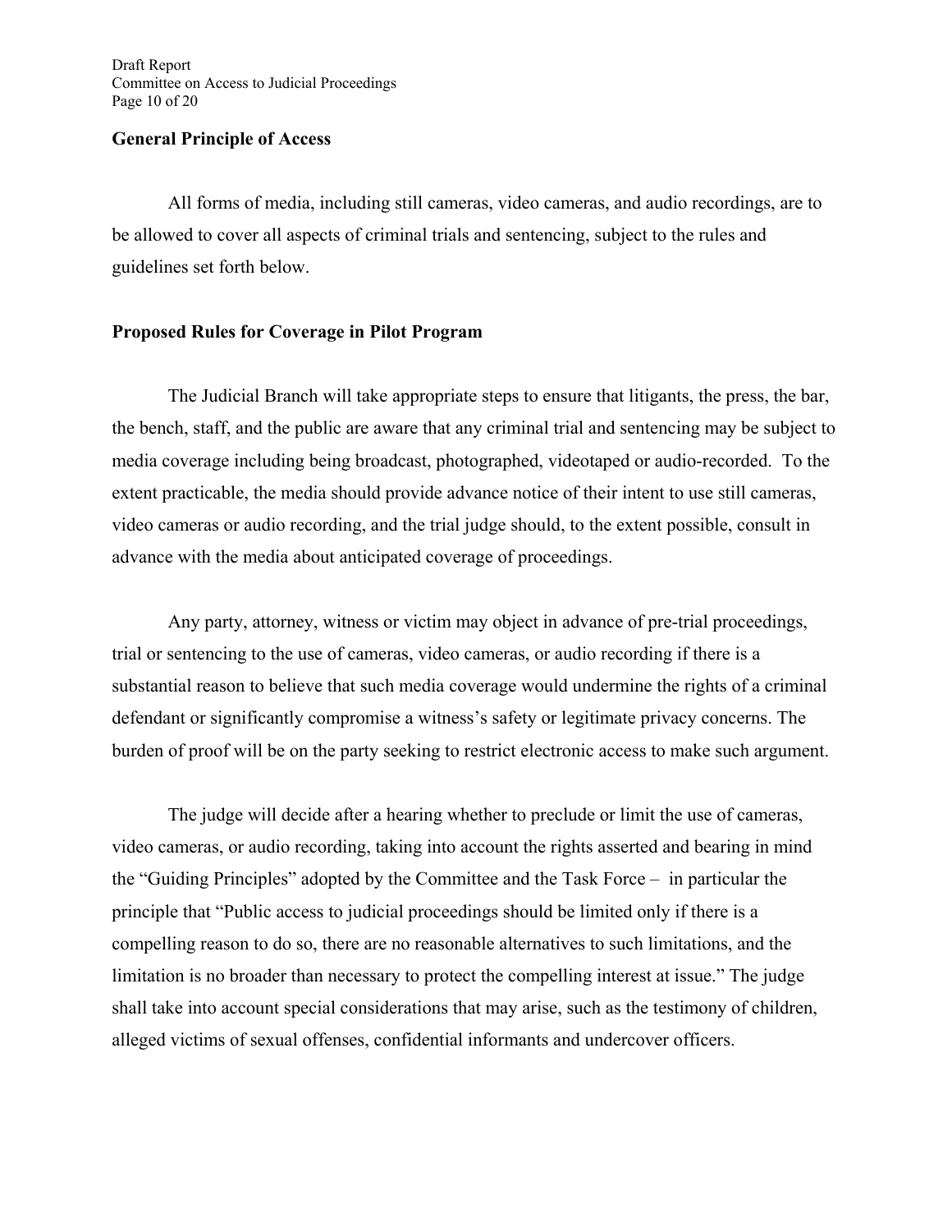### General Principle of Access

All forms of media, including still cameras, video cameras, and audio recordings, are to be allowed to cover all aspects of criminal trials and sentencing, subject to the rules and guidelines set forth below.

### Proposed Rules for Coverage in Pilot Program

The Judicial Branch will take appropriate steps to ensure that litigants, the press, the bar, the bench, staff, and the public are aware that any criminal trial and sentencing may be subject to media coverage including being broadcast, photographed, videotaped or audio-recorded. To the extent practicable, the media should provide advance notice of their intent to use still cameras, video cameras or audio recording, and the trial judge should, to the extent possible, consult in advance with the media about anticipated coverage of proceedings.

Any party, attorney, witness or victim may object in advance of pre-trial proceedings, trial or sentencing to the use of cameras, video cameras, or audio recording if there is a substantial reason to believe that such media coverage would undermine the rights of a criminal defendant or significantly compromise a witness's safety or legitimate privacy concerns. The burden of proof will be on the party seeking to restrict electronic access to make such argument.

The judge will decide after a hearing whether to preclude or limit the use of cameras, video cameras, or audio recording, taking into account the rights asserted and bearing in mind the "Guiding Principles" adopted by the Committee and the Task Force – in particular the principle that "Public access to judicial proceedings should be limited only if there is a compelling reason to do so, there are no reasonable alternatives to such limitations, and the limitation is no broader than necessary to protect the compelling interest at issue." The judge shall take into account special considerations that may arise, such as the testimony of children, alleged victims of sexual offenses, confidential informants and undercover officers.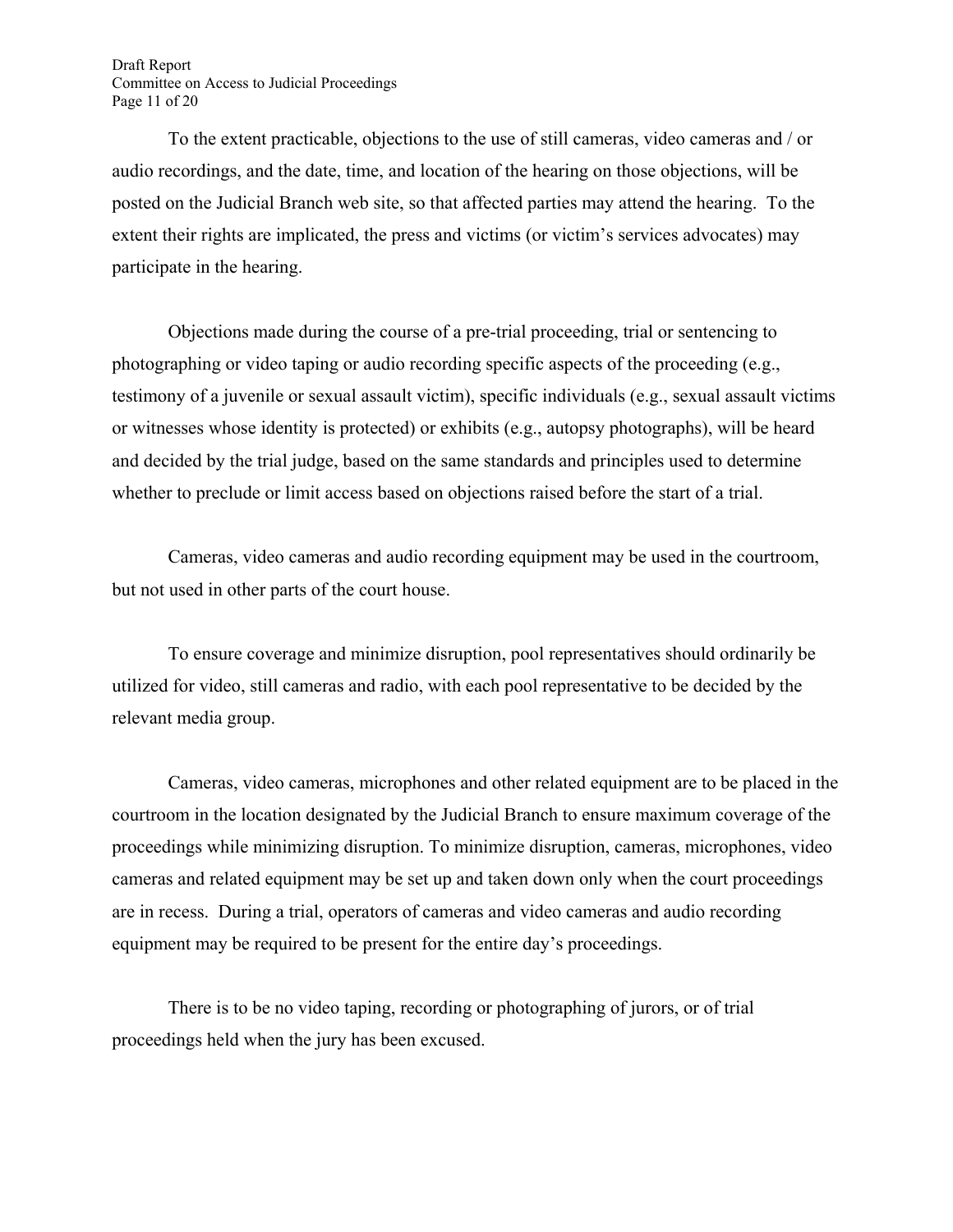To the extent practicable, objections to the use of still cameras, video cameras and / or audio recordings, and the date, time, and location of the hearing on those objections, will be posted on the Judicial Branch web site, so that affected parties may attend the hearing. To the extent their rights are implicated, the press and victims (or victim's services advocates) may participate in the hearing.

Objections made during the course of a pre-trial proceeding, trial or sentencing to photographing or video taping or audio recording specific aspects of the proceeding (e.g., testimony of a juvenile or sexual assault victim), specific individuals (e.g., sexual assault victims or witnesses whose identity is protected) or exhibits (e.g., autopsy photographs), will be heard and decided by the trial judge, based on the same standards and principles used to determine whether to preclude or limit access based on objections raised before the start of a trial.

Cameras, video cameras and audio recording equipment may be used in the courtroom, but not used in other parts of the court house.

To ensure coverage and minimize disruption, pool representatives should ordinarily be utilized for video, still cameras and radio, with each pool representative to be decided by the relevant media group.

Cameras, video cameras, microphones and other related equipment are to be placed in the courtroom in the location designated by the Judicial Branch to ensure maximum coverage of the proceedings while minimizing disruption. To minimize disruption, cameras, microphones, video cameras and related equipment may be set up and taken down only when the court proceedings are in recess. During a trial, operators of cameras and video cameras and audio recording equipment may be required to be present for the entire day's proceedings.

There is to be no video taping, recording or photographing of jurors, or of trial proceedings held when the jury has been excused.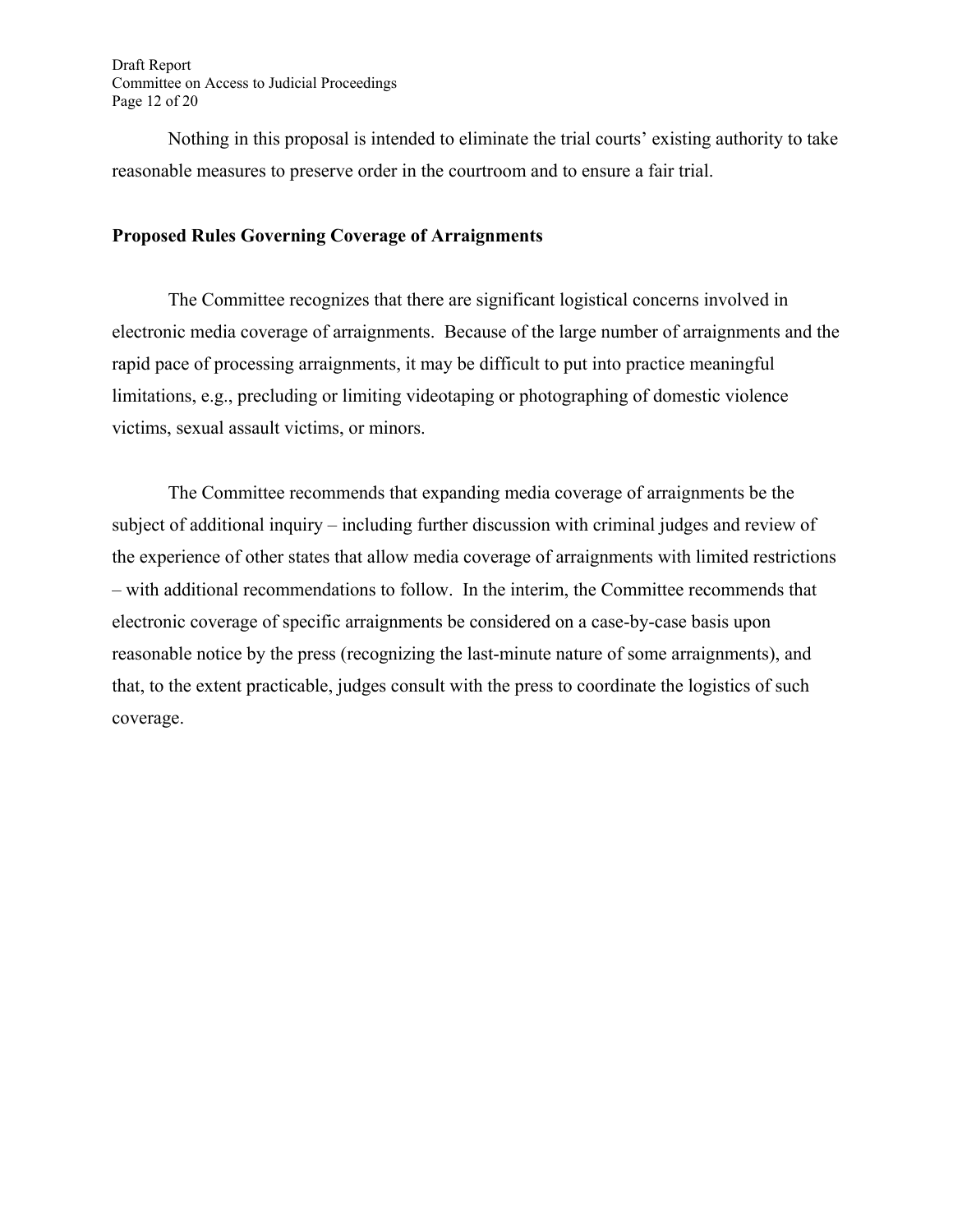Nothing in this proposal is intended to eliminate the trial courts' existing authority to take reasonable measures to preserve order in the courtroom and to ensure a fair trial.

**Proposed Rules Governing Coverage of Arraignments**

The Committee recognizes that there are significant logistical concerns involved in electronic media coverage of arraignments. Because of the large number of arraignments and the rapid pace of processing arraignments, it may be difficult to put into practice meaningful limitations, e.g., precluding or limiting videotaping or photographing of domestic violence victims, sexual assault victims, or minors.

The Committee recommends that expanding media coverage of arraignments be the subject of additional inquiry – including further discussion with criminal judges and review of the experience of other states that allow media coverage of arraignments with limited restrictions – with additional recommendations to follow. In the interim, the Committee recommends that electronic coverage of specific arraignments be considered on a case-by-case basis upon reasonable notice by the press (recognizing the last-minute nature of some arraignments), and that, to the extent practicable, judges consult with the press to coordinate the logistics of such coverage.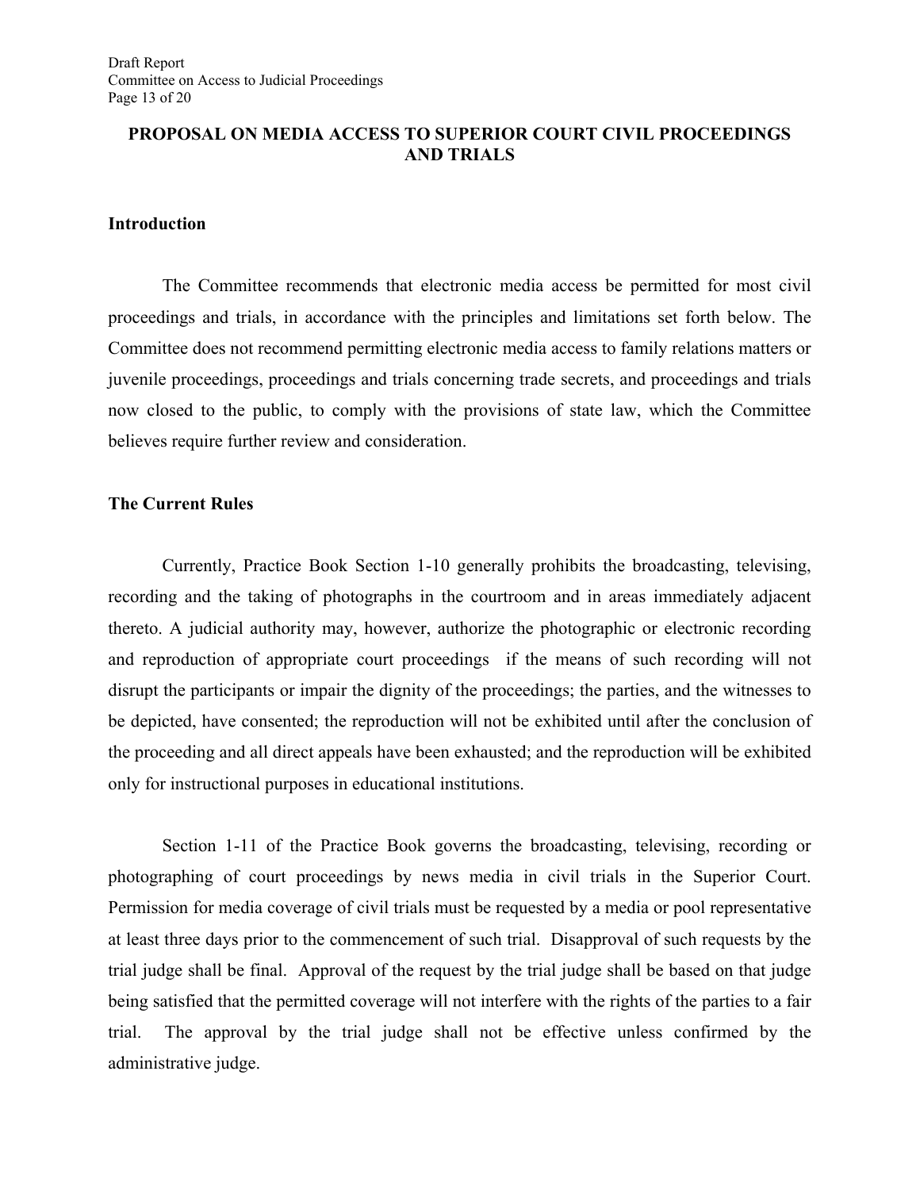## PROPOSAL ON MEDIA ACCESS TO SUPERIOR COURT CIVIL PROCEEDINGS AND TRIALS

### Introduction

The Committee recommends that electronic media access be permitted for most civil proceedings and trials, in accordance with the principles and limitations set forth below. The Committee does not recommend permitting electronic media access to family relations matters or juvenile proceedings, proceedings and trials concerning trade secrets, and proceedings and trials now closed to the public, to comply with the provisions of state law, which the Committee believes require further review and consideration.

### The Current Rules

Currently, Practice Book Section 1-10 generally prohibits the broadcasting, televising, recording and the taking of photographs in the courtroom and in areas immediately adjacent thereto. A judicial authority may, however, authorize the photographic or electronic recording and reproduction of appropriate court proceedings if the means of such recording will not disrupt the participants or impair the dignity of the proceedings; the parties, and the witnesses to be depicted, have consented; the reproduction will not be exhibited until after the conclusion of the proceeding and all direct appeals have been exhausted; and the reproduction will be exhibited only for instructional purposes in educational institutions.

Section 1-11 of the Practice Book governs the broadcasting, televising, recording or photographing of court proceedings by news media in civil trials in the Superior Court. Permission for media coverage of civil trials must be requested by a media or pool representative at least three days prior to the commencement of such trial. Disapproval of such requests by the trial judge shall be final. Approval of the request by the trial judge shall be based on that judge being satisfied that the permitted coverage will not interfere with the rights of the parties to a fair trial. The approval by the trial judge shall not be effective unless confirmed by the administrative judge.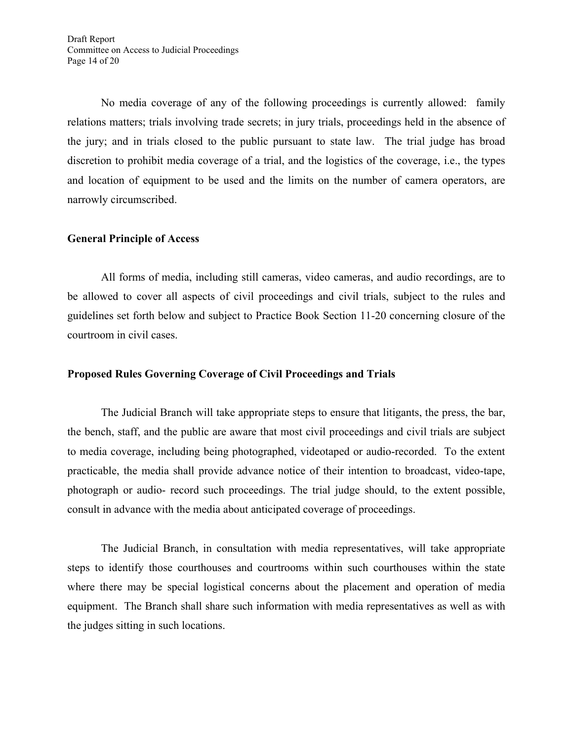No media coverage of any of the following proceedings is currently allowed: family relations matters; trials involving trade secrets; in jury trials, proceedings held in the absence of the jury; and in trials closed to the public pursuant to state law. The trial judge has broad discretion to prohibit media coverage of a trial, and the logistics of the coverage, i.e., the types and location of equipment to be used and the limits on the number of camera operators, are narrowly circumscribed.

**General Principle of Access**

All forms of media, including still cameras, video cameras, and audio recordings, are to be allowed to cover all aspects of civil proceedings and civil trials, subject to the rules and guidelines set forth below and subject to Practice Book Section 11-20 concerning closure of the courtroom in civil cases.

**Proposed Rules Governing Coverage of Civil Proceedings and Trials**

The Judicial Branch will take appropriate steps to ensure that litigants, the press, the bar, the bench, staff, and the public are aware that most civil proceedings and civil trials are subject to media coverage, including being photographed, videotaped or audio-recorded. To the extent practicable, the media shall provide advance notice of their intention to broadcast, video-tape, photograph or audio- record such proceedings. The trial judge should, to the extent possible, consult in advance with the media about anticipated coverage of proceedings.

The Judicial Branch, in consultation with media representatives, will take appropriate steps to identify those courthouses and courtrooms within such courthouses within the state where there may be special logistical concerns about the placement and operation of media equipment. The Branch shall share such information with media representatives as well as with the judges sitting in such locations.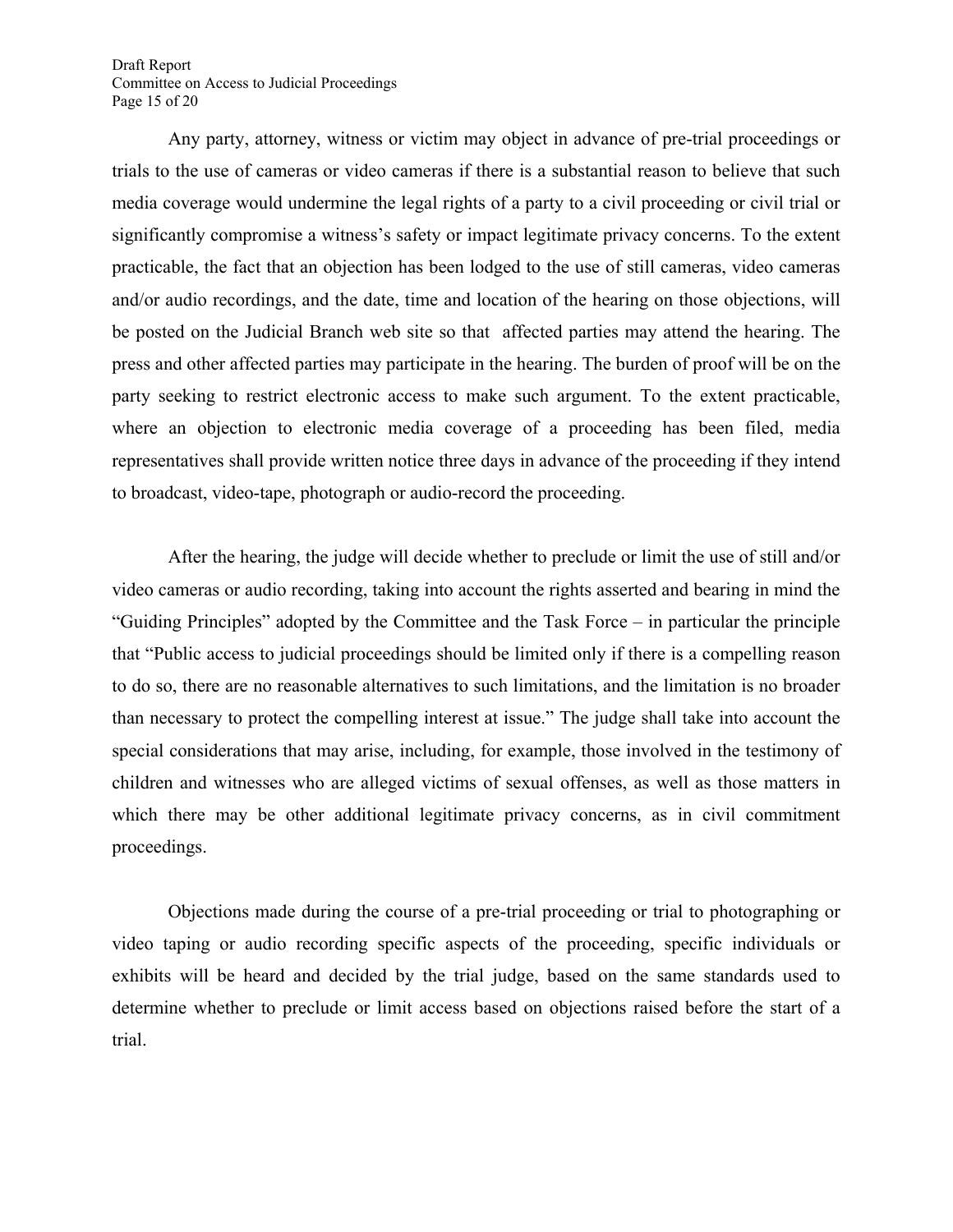Any party, attorney, witness or victim may object in advance of pre-trial proceedings or trials to the use of cameras or video cameras if there is a substantial reason to believe that such media coverage would undermine the legal rights of a party to a civil proceeding or civil trial or significantly compromise a witness's safety or impact legitimate privacy concerns. To the extent practicable, the fact that an objection has been lodged to the use of still cameras, video cameras and/or audio recordings, and the date, time and location of the hearing on those objections, will be posted on the Judicial Branch web site so that affected parties may attend the hearing. The press and other affected parties may participate in the hearing. The burden of proof will be on the party seeking to restrict electronic access to make such argument. To the extent practicable, where an objection to electronic media coverage of a proceeding has been filed, media representatives shall provide written notice three days in advance of the proceeding if they intend to broadcast, video-tape, photograph or audio-record the proceeding.

After the hearing, the judge will decide whether to preclude or limit the use of still and/or video cameras or audio recording, taking into account the rights asserted and bearing in mind the "Guiding Principles" adopted by the Committee and the Task Force – in particular the principle that "Public access to judicial proceedings should be limited only if there is a compelling reason to do so, there are no reasonable alternatives to such limitations, and the limitation is no broader than necessary to protect the compelling interest at issue." The judge shall take into account the special considerations that may arise, including, for example, those involved in the testimony of children and witnesses who are alleged victims of sexual offenses, as well as those matters in which there may be other additional legitimate privacy concerns, as in civil commitment proceedings.

Objections made during the course of a pre-trial proceeding or trial to photographing or video taping or audio recording specific aspects of the proceeding, specific individuals or exhibits will be heard and decided by the trial judge, based on the same standards used to determine whether to preclude or limit access based on objections raised before the start of a trial.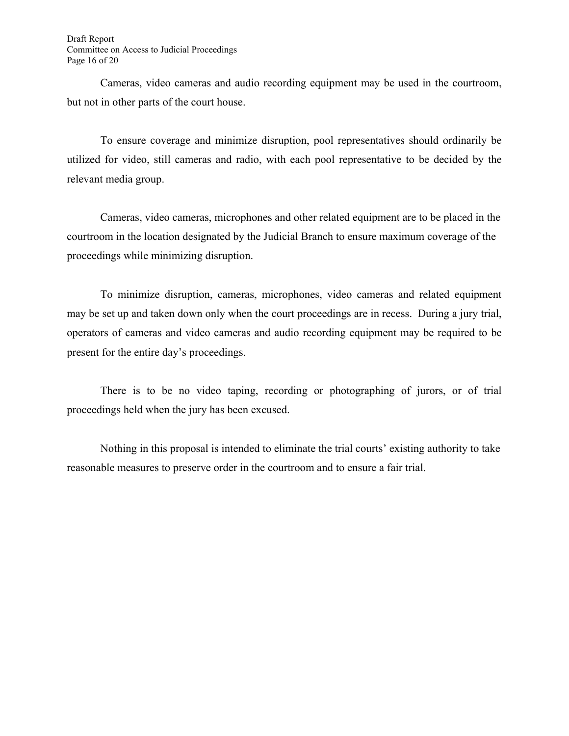Cameras, video cameras and audio recording equipment may be used in the courtroom, but not in other parts of the court house.

To ensure coverage and minimize disruption, pool representatives should ordinarily be utilized for video, still cameras and radio, with each pool representative to be decided by the relevant media group.

Cameras, video cameras, microphones and other related equipment are to be placed in the courtroom in the location designated by the Judicial Branch to ensure maximum coverage of the proceedings while minimizing disruption.

To minimize disruption, cameras, microphones, video cameras and related equipment may be set up and taken down only when the court proceedings are in recess. During a jury trial, operators of cameras and video cameras and audio recording equipment may be required to be present for the entire day's proceedings.

There is to be no video taping, recording or photographing of jurors, or of trial proceedings held when the jury has been excused.

Nothing in this proposal is intended to eliminate the trial courts' existing authority to take reasonable measures to preserve order in the courtroom and to ensure a fair trial.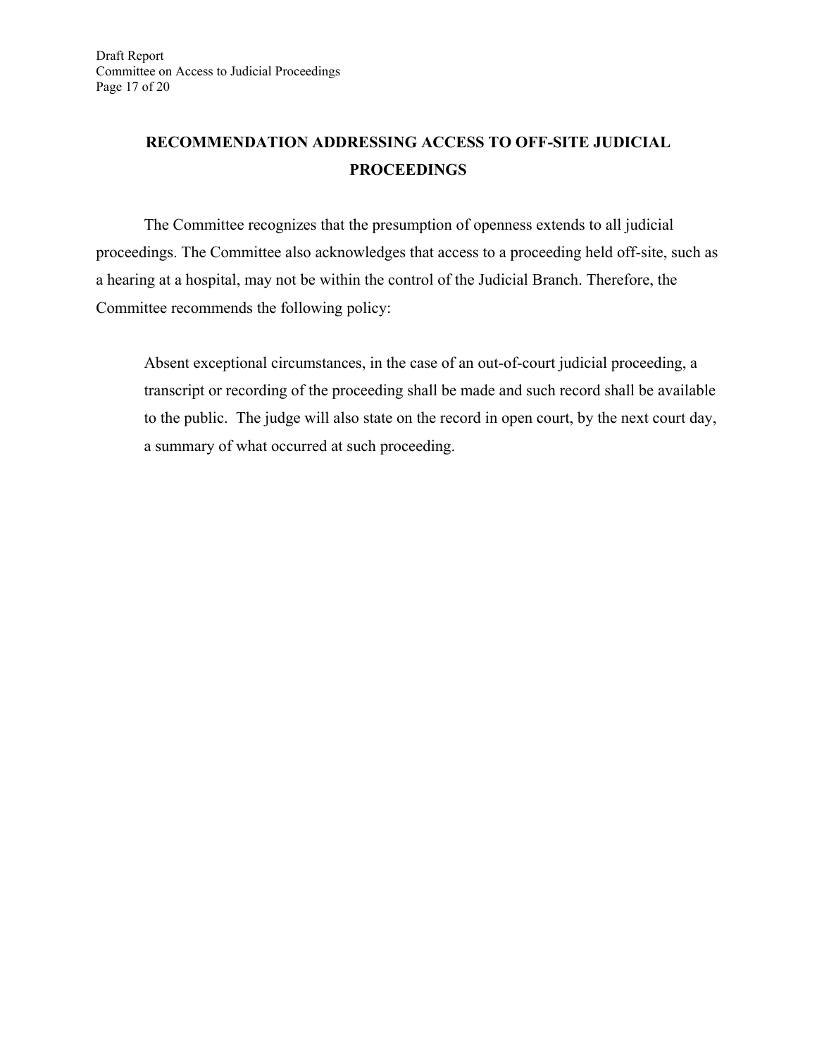## RECOMMENDATION ADDRESSING ACCESS TO OFF-SITE JUDICIAL PROCEEDINGS

The Committee recognizes that the presumption of openness extends to all judicial proceedings. The Committee also acknowledges that access to a proceeding held off-site, such as a hearing at a hospital, may not be within the control of the Judicial Branch. Therefore, the Committee recommends the following policy:

> Absent exceptional circumstances, in the case of an out-of-court judicial proceeding, a transcript or recording of the proceeding shall be made and such record shall be available to the public. The judge will also state on the record in open court, by the next court day, a summary of what occurred at such proceeding.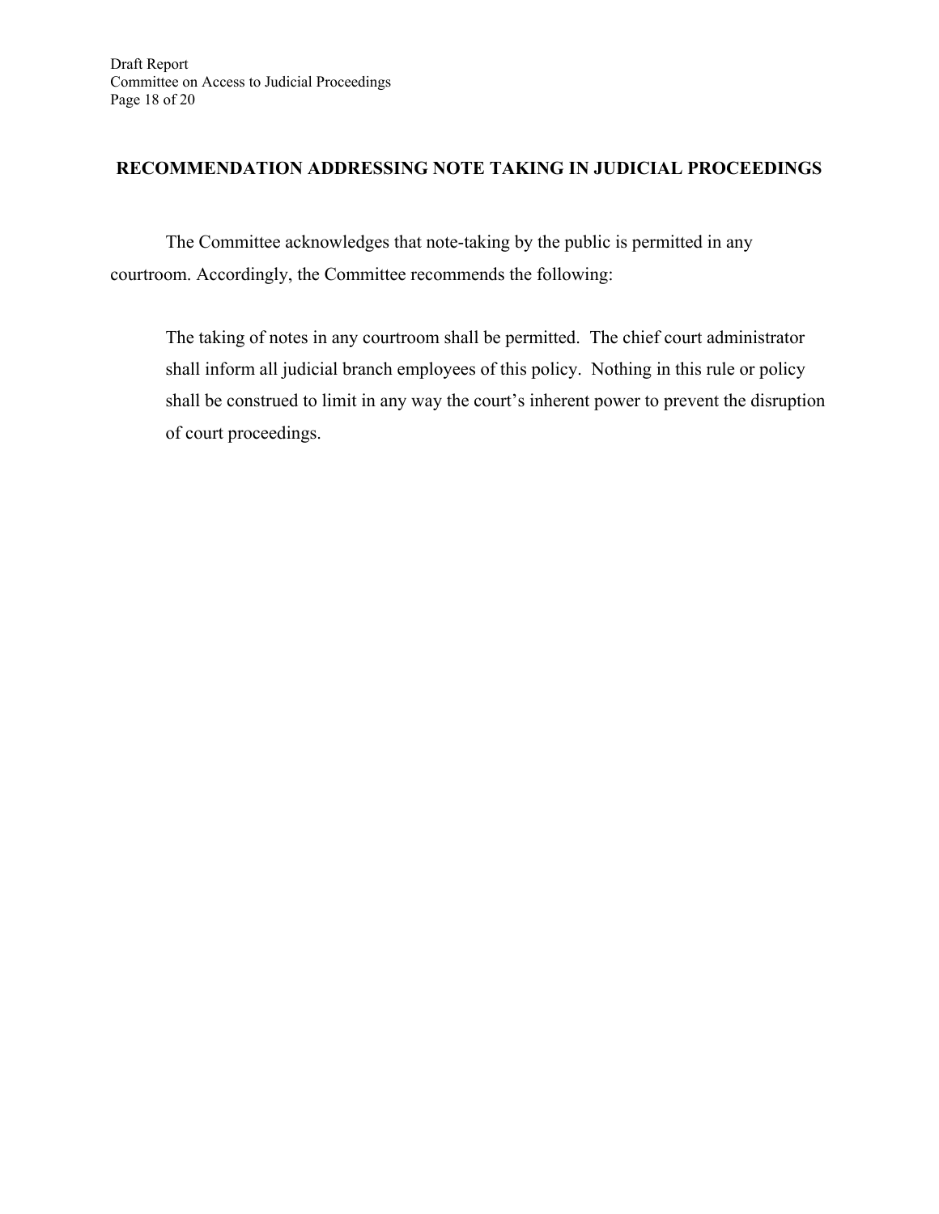## RECOMMENDATION ADDRESSING NOTE TAKING IN JUDICIAL PROCEEDINGS

The Committee acknowledges that note-taking by the public is permitted in any courtroom. Accordingly, the Committee recommends the following:

> The taking of notes in any courtroom shall be permitted. The chief court administrator shall inform all judicial branch employees of this policy. Nothing in this rule or policy shall be construed to limit in any way the court's inherent power to prevent the disruption of court proceedings.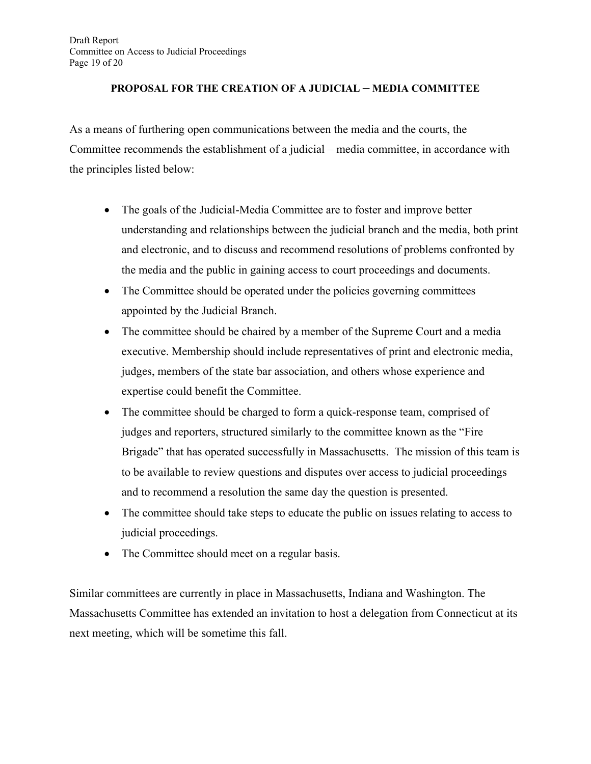## PROPOSAL FOR THE CREATION OF A JUDICIAL – MEDIA COMMITTEE

As a means of furthering open communications between the media and the courts, the Committee recommends the establishment of a judicial – media committee, in accordance with the principles listed below:

- The goals of the Judicial-Media Committee are to foster and improve better understanding and relationships between the judicial branch and the media, both print and electronic, and to discuss and recommend resolutions of problems confronted by the media and the public in gaining access to court proceedings and documents.
- The Committee should be operated under the policies governing committees appointed by the Judicial Branch.
- The committee should be chaired by a member of the Supreme Court and a media executive. Membership should include representatives of print and electronic media, judges, members of the state bar association, and others whose experience and expertise could benefit the Committee.
- The committee should be charged to form a quick-response team, comprised of judges and reporters, structured similarly to the committee known as the "Fire Brigade" that has operated successfully in Massachusetts. The mission of this team is to be available to review questions and disputes over access to judicial proceedings and to recommend a resolution the same day the question is presented.
- The committee should take steps to educate the public on issues relating to access to judicial proceedings.
- The Committee should meet on a regular basis.

Similar committees are currently in place in Massachusetts, Indiana and Washington. The Massachusetts Committee has extended an invitation to host a delegation from Connecticut at its next meeting, which will be sometime this fall.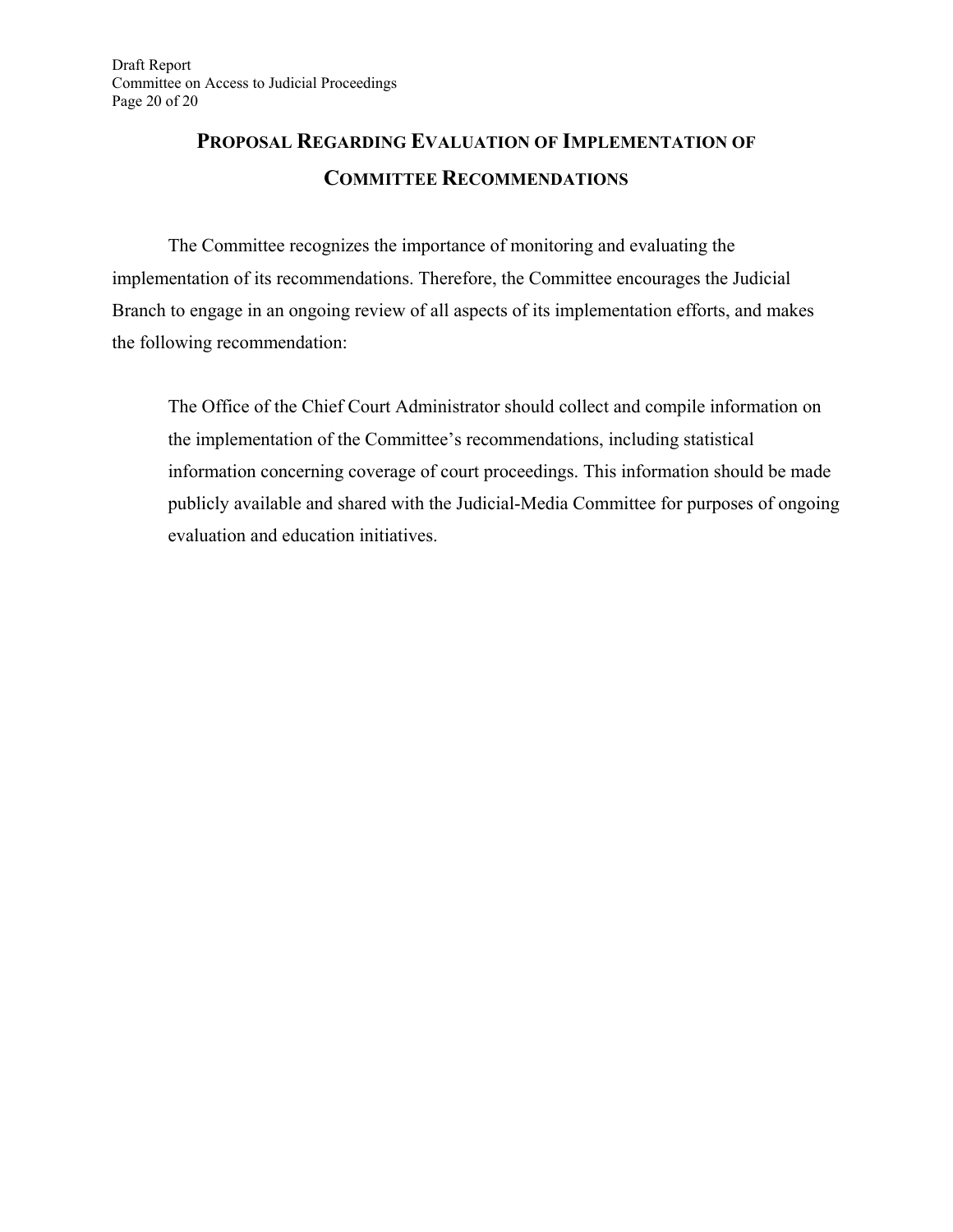## PROPOSAL REGARDING EVALUATION OF IMPLEMENTATION OF COMMITTEE RECOMMENDATIONS

The Committee recognizes the importance of monitoring and evaluating the implementation of its recommendations. Therefore, the Committee encourages the Judicial Branch to engage in an ongoing review of all aspects of its implementation efforts, and makes the following recommendation:

> The Office of the Chief Court Administrator should collect and compile information on the implementation of the Committee's recommendations, including statistical information concerning coverage of court proceedings. This information should be made publicly available and shared with the Judicial-Media Committee for purposes of ongoing evaluation and education initiatives.